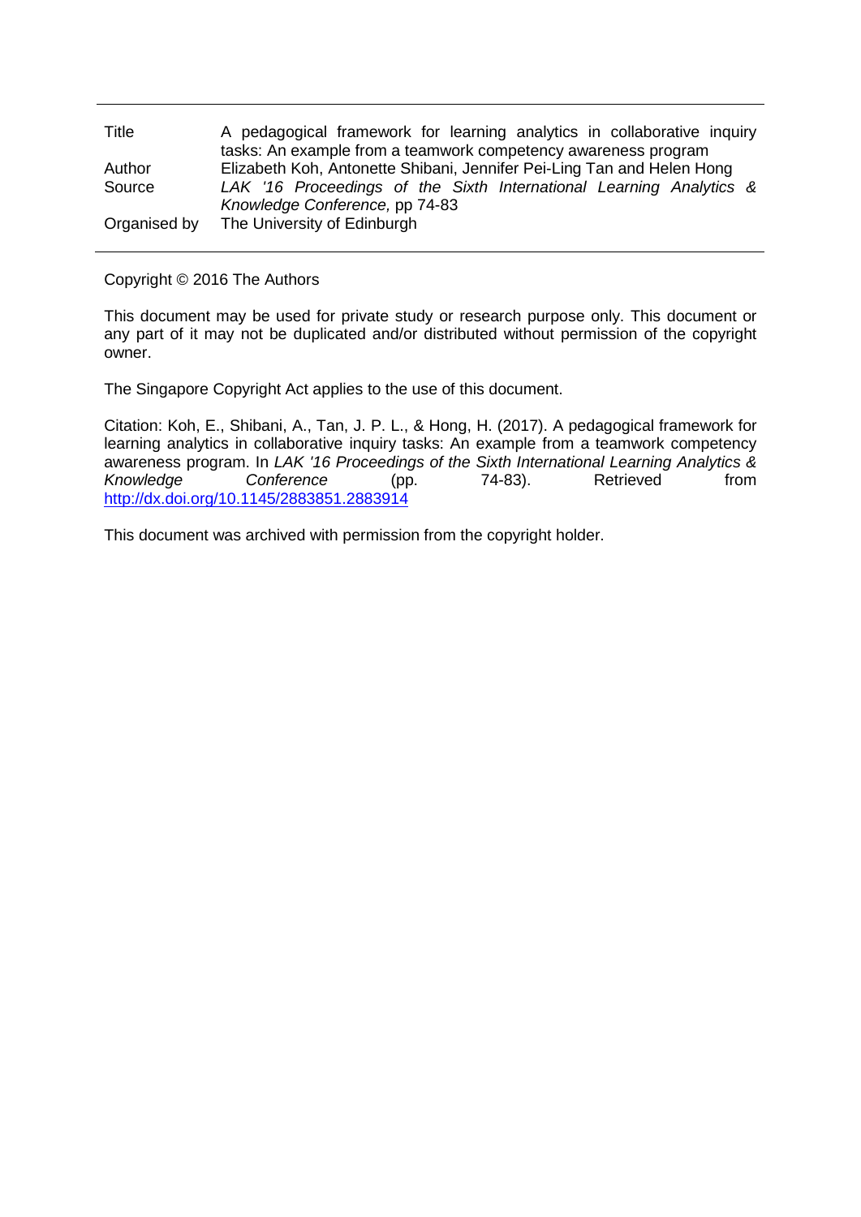| | |
|---|---|
| Title | A pedagogical framework for learning analytics in collaborative inquiry tasks: An example from a teamwork competency awareness program |
| Author | Elizabeth Koh, Antonette Shibani, Jennifer Pei-Ling Tan and Helen Hong |
| Source | *LAK '16 Proceedings of the Sixth International Learning Analytics & Knowledge Conference,* pp 74-83 |
| Organised by | The University of Edinburgh |

Copyright © 2016 The Authors

This document may be used for private study or research purpose only. This document or any part of it may not be duplicated and/or distributed without permission of the copyright owner.

The Singapore Copyright Act applies to the use of this document.

Citation: Koh, E., Shibani, A., Tan, J. P. L., & Hong, H. (2017). A pedagogical framework for learning analytics in collaborative inquiry tasks: An example from a teamwork competency awareness program. In *LAK '16 Proceedings of the Sixth International Learning Analytics & Knowledge Conference* (pp. 74-83). Retrieved from http://dx.doi.org/10.1145/2883851.2883914

This document was archived with permission from the copyright holder.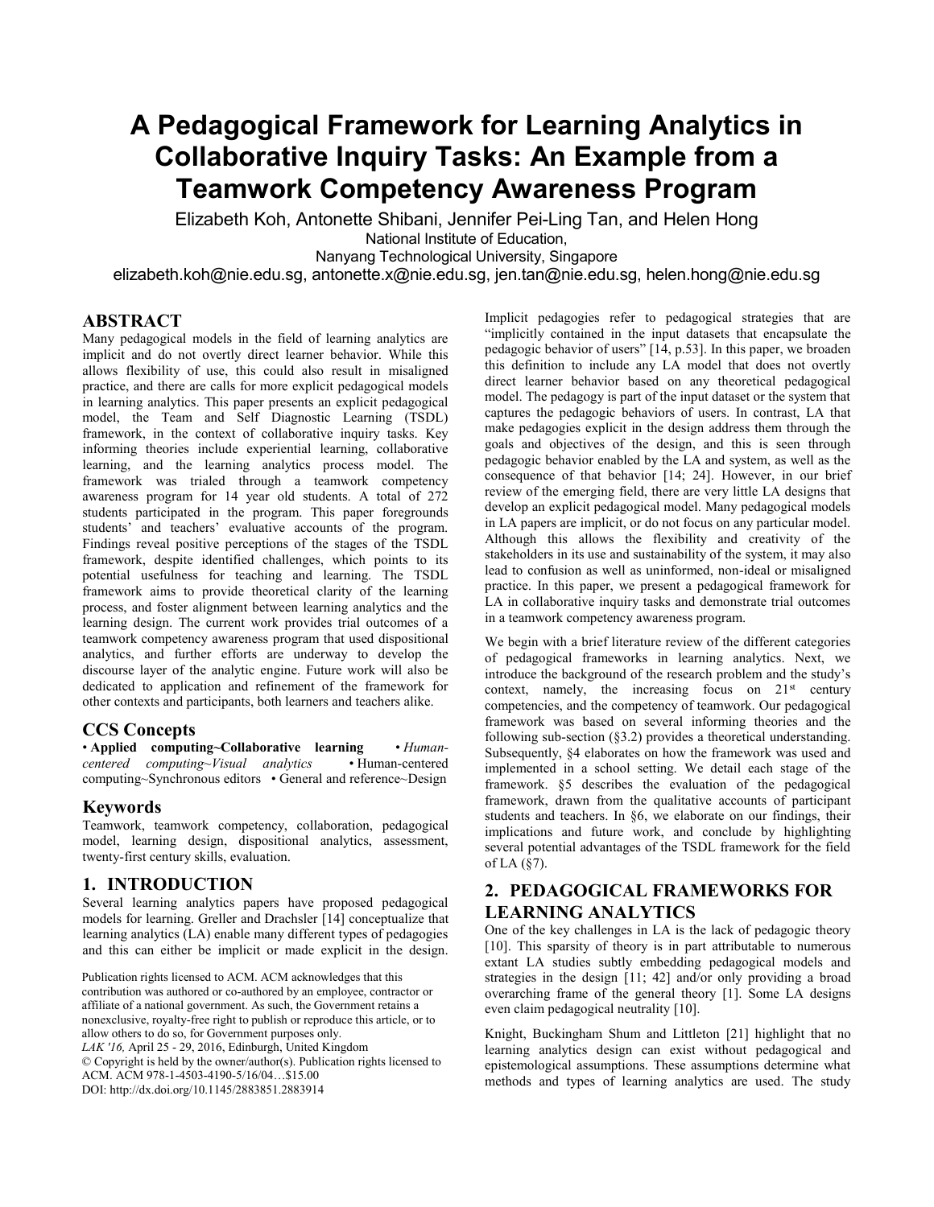# A Pedagogical Framework for Learning Analytics in Collaborative Inquiry Tasks: An Example from a Teamwork Competency Awareness Program

Elizabeth Koh, Antonette Shibani, Jennifer Pei-Ling Tan, and Helen Hong

National Institute of Education,
Nanyang Technological University, Singapore

elizabeth.koh@nie.edu.sg, antonette.x@nie.edu.sg, jen.tan@nie.edu.sg, helen.hong@nie.edu.sg

## ABSTRACT

Many pedagogical models in the field of learning analytics are implicit and do not overtly direct learner behavior. While this allows flexibility of use, this could also result in misaligned practice, and there are calls for more explicit pedagogical models in learning analytics. This paper presents an explicit pedagogical model, the Team and Self Diagnostic Learning (TSDL) framework, in the context of collaborative inquiry tasks. Key informing theories include experiential learning, collaborative learning, and the learning analytics process model. The framework was trialed through a teamwork competency awareness program for 14 year old students. A total of 272 students participated in the program. This paper foregrounds students' and teachers' evaluative accounts of the program. Findings reveal positive perceptions of the stages of the TSDL framework, despite identified challenges, which points to its potential usefulness for teaching and learning. The TSDL framework aims to provide theoretical clarity of the learning process, and foster alignment between learning analytics and the learning design. The current work provides trial outcomes of a teamwork competency awareness program that used dispositional analytics, and further efforts are underway to develop the discourse layer of the analytic engine. Future work will also be dedicated to application and refinement of the framework for other contexts and participants, both learners and teachers alike.

### CCS Concepts

• **Applied computing~Collaborative learning** • *Human-centered computing~Visual analytics* • Human-centered computing~Synchronous editors • General and reference~Design

### Keywords

Teamwork, teamwork competency, collaboration, pedagogical model, learning design, dispositional analytics, assessment, twenty-first century skills, evaluation.

## 1. INTRODUCTION

Several learning analytics papers have proposed pedagogical models for learning. Greller and Drachsler [14] conceptualize that learning analytics (LA) enable many different types of pedagogies and this can either be implicit or made explicit in the design. Implicit pedagogies refer to pedagogical strategies that are "implicitly contained in the input datasets that encapsulate the pedagogic behavior of users" [14, p.53]. In this paper, we broaden this definition to include any LA model that does not overtly direct learner behavior based on any theoretical pedagogical model. The pedagogy is part of the input dataset or the system that captures the pedagogic behaviors of users. In contrast, LA that make pedagogies explicit in the design address them through the goals and objectives of the design, and this is seen through pedagogic behavior enabled by the LA and system, as well as the consequence of that behavior [14; 24]. However, in our brief review of the emerging field, there are very little LA designs that develop an explicit pedagogical model. Many pedagogical models in LA papers are implicit, or do not focus on any particular model. Although this allows the flexibility and creativity of the stakeholders in its use and sustainability of the system, it may also lead to confusion as well as uninformed, non-ideal or misaligned practice. In this paper, we present a pedagogical framework for LA in collaborative inquiry tasks and demonstrate trial outcomes in a teamwork competency awareness program.

We begin with a brief literature review of the different categories of pedagogical frameworks in learning analytics. Next, we introduce the background of the research problem and the study's context, namely, the increasing focus on 21st century competencies, and the competency of teamwork. Our pedagogical framework was based on several informing theories and the following sub-section (§3.2) provides a theoretical understanding. Subsequently, §4 elaborates on how the framework was used and implemented in a school setting. We detail each stage of the framework. §5 describes the evaluation of the pedagogical framework, drawn from the qualitative accounts of participant students and teachers. In §6, we elaborate on our findings, their implications and future work, and conclude by highlighting several potential advantages of the TSDL framework for the field of LA (§7).

## 2. PEDAGOGICAL FRAMEWORKS FOR LEARNING ANALYTICS

One of the key challenges in LA is the lack of pedagogic theory [10]. This sparsity of theory is in part attributable to numerous extant LA studies subtly embedding pedagogical models and strategies in the design [11; 42] and/or only providing a broad overarching frame of the general theory [1]. Some LA designs even claim pedagogical neutrality [10].

Knight, Buckingham Shum and Littleton [21] highlight that no learning analytics design can exist without pedagogical and epistemological assumptions. These assumptions determine what methods and types of learning analytics are used. The study

Publication rights licensed to ACM. ACM acknowledges that this contribution was authored or co-authored by an employee, contractor or affiliate of a national government. As such, the Government retains a nonexclusive, royalty-free right to publish or reproduce this article, or to allow others to do so, for Government purposes only.
*LAK '16,* April 25 - 29, 2016, Edinburgh, United Kingdom
© Copyright is held by the owner/author(s). Publication rights licensed to ACM. ACM 978-1-4503-4190-5/16/04…$15.00
DOI: http://dx.doi.org/10.1145/2883851.2883914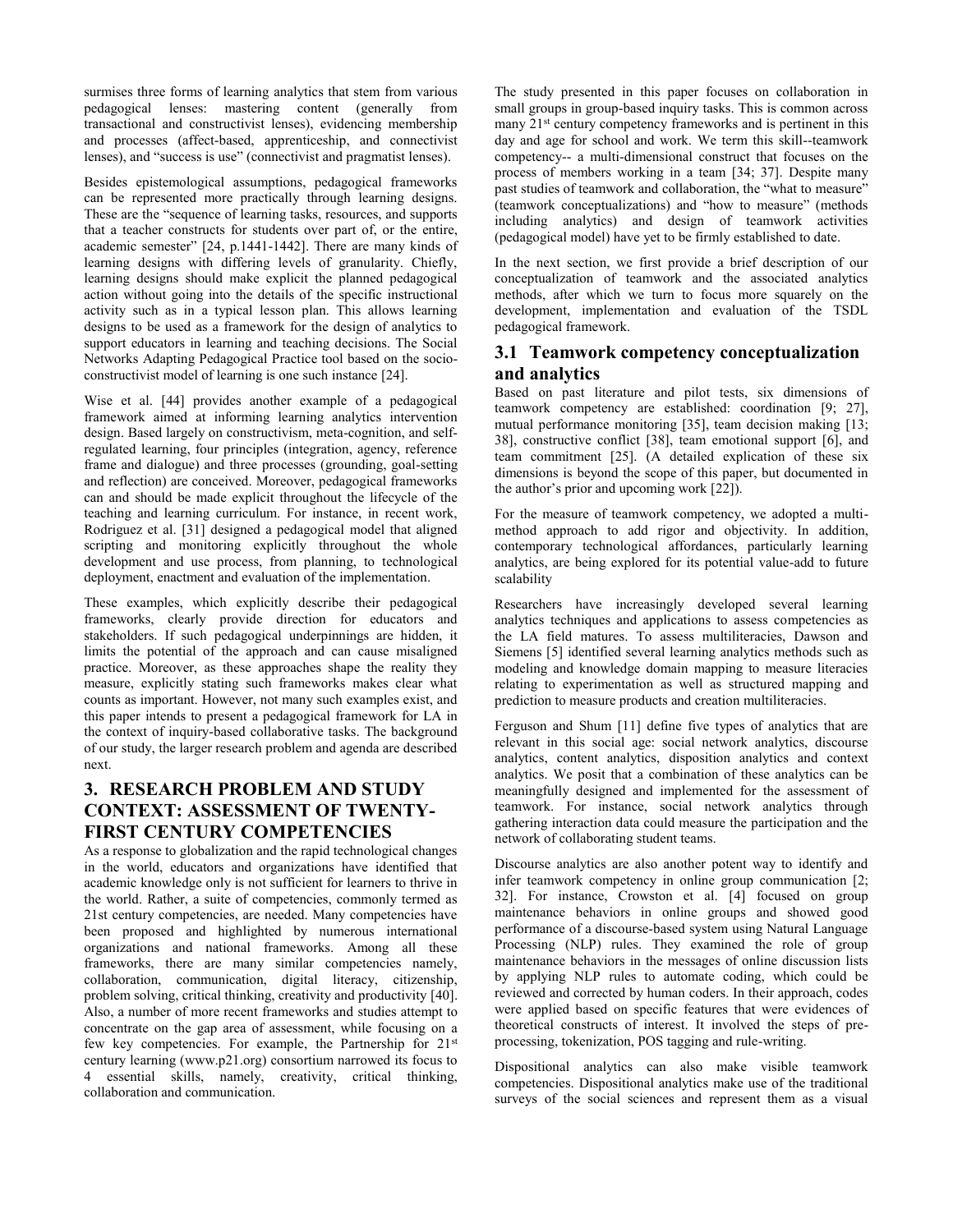surmises three forms of learning analytics that stem from various pedagogical lenses: mastering content (generally from transactional and constructivist lenses), evidencing membership and processes (affect-based, apprenticeship, and connectivist lenses), and "success is use" (connectivist and pragmatist lenses).

Besides epistemological assumptions, pedagogical frameworks can be represented more practically through learning designs. These are the "sequence of learning tasks, resources, and supports that a teacher constructs for students over part of, or the entire, academic semester" [24, p.1441-1442]. There are many kinds of learning designs with differing levels of granularity. Chiefly, learning designs should make explicit the planned pedagogical action without going into the details of the specific instructional activity such as in a typical lesson plan. This allows learning designs to be used as a framework for the design of analytics to support educators in learning and teaching decisions. The Social Networks Adapting Pedagogical Practice tool based on the socio-constructivist model of learning is one such instance [24].

Wise et al. [44] provides another example of a pedagogical framework aimed at informing learning analytics intervention design. Based largely on constructivism, meta-cognition, and self-regulated learning, four principles (integration, agency, reference frame and dialogue) and three processes (grounding, goal-setting and reflection) are conceived. Moreover, pedagogical frameworks can and should be made explicit throughout the lifecycle of the teaching and learning curriculum. For instance, in recent work, Rodriguez et al. [31] designed a pedagogical model that aligned scripting and monitoring explicitly throughout the whole development and use process, from planning, to technological deployment, enactment and evaluation of the implementation.

These examples, which explicitly describe their pedagogical frameworks, clearly provide direction for educators and stakeholders. If such pedagogical underpinnings are hidden, it limits the potential of the approach and can cause misaligned practice. Moreover, as these approaches shape the reality they measure, explicitly stating such frameworks makes clear what counts as important. However, not many such examples exist, and this paper intends to present a pedagogical framework for LA in the context of inquiry-based collaborative tasks. The background of our study, the larger research problem and agenda are described next.

## 3. RESEARCH PROBLEM AND STUDY CONTEXT: ASSESSMENT OF TWENTY-FIRST CENTURY COMPETENCIES

As a response to globalization and the rapid technological changes in the world, educators and organizations have identified that academic knowledge only is not sufficient for learners to thrive in the world. Rather, a suite of competencies, commonly termed as 21st century competencies, are needed. Many competencies have been proposed and highlighted by numerous international organizations and national frameworks. Among all these frameworks, there are many similar competencies namely, collaboration, communication, digital literacy, citizenship, problem solving, critical thinking, creativity and productivity [40]. Also, a number of more recent frameworks and studies attempt to concentrate on the gap area of assessment, while focusing on a few key competencies. For example, the Partnership for 21st century learning (www.p21.org) consortium narrowed its focus to 4 essential skills, namely, creativity, critical thinking, collaboration and communication.

The study presented in this paper focuses on collaboration in small groups in group-based inquiry tasks. This is common across many 21st century competency frameworks and is pertinent in this day and age for school and work. We term this skill--teamwork competency-- a multi-dimensional construct that focuses on the process of members working in a team [34; 37]. Despite many past studies of teamwork and collaboration, the "what to measure" (teamwork conceptualizations) and "how to measure" (methods including analytics) and design of teamwork activities (pedagogical model) have yet to be firmly established to date.

In the next section, we first provide a brief description of our conceptualization of teamwork and the associated analytics methods, after which we turn to focus more squarely on the development, implementation and evaluation of the TSDL pedagogical framework.

### 3.1 Teamwork competency conceptualization and analytics

Based on past literature and pilot tests, six dimensions of teamwork competency are established: coordination [9; 27], mutual performance monitoring [35], team decision making [13; 38], constructive conflict [38], team emotional support [6], and team commitment [25]. (A detailed explication of these six dimensions is beyond the scope of this paper, but documented in the author's prior and upcoming work [22]).

For the measure of teamwork competency, we adopted a multi-method approach to add rigor and objectivity. In addition, contemporary technological affordances, particularly learning analytics, are being explored for its potential value-add to future scalability

Researchers have increasingly developed several learning analytics techniques and applications to assess competencies as the LA field matures. To assess multiliteracies, Dawson and Siemens [5] identified several learning analytics methods such as modeling and knowledge domain mapping to measure literacies relating to experimentation as well as structured mapping and prediction to measure products and creation multiliteracies.

Ferguson and Shum [11] define five types of analytics that are relevant in this social age: social network analytics, discourse analytics, content analytics, disposition analytics and context analytics. We posit that a combination of these analytics can be meaningfully designed and implemented for the assessment of teamwork. For instance, social network analytics through gathering interaction data could measure the participation and the network of collaborating student teams.

Discourse analytics are also another potent way to identify and infer teamwork competency in online group communication [2; 32]. For instance, Crowston et al. [4] focused on group maintenance behaviors in online groups and showed good performance of a discourse-based system using Natural Language Processing (NLP) rules. They examined the role of group maintenance behaviors in the messages of online discussion lists by applying NLP rules to automate coding, which could be reviewed and corrected by human coders. In their approach, codes were applied based on specific features that were evidences of theoretical constructs of interest. It involved the steps of pre-processing, tokenization, POS tagging and rule-writing.

Dispositional analytics can also make visible teamwork competencies. Dispositional analytics make use of the traditional surveys of the social sciences and represent them as a visual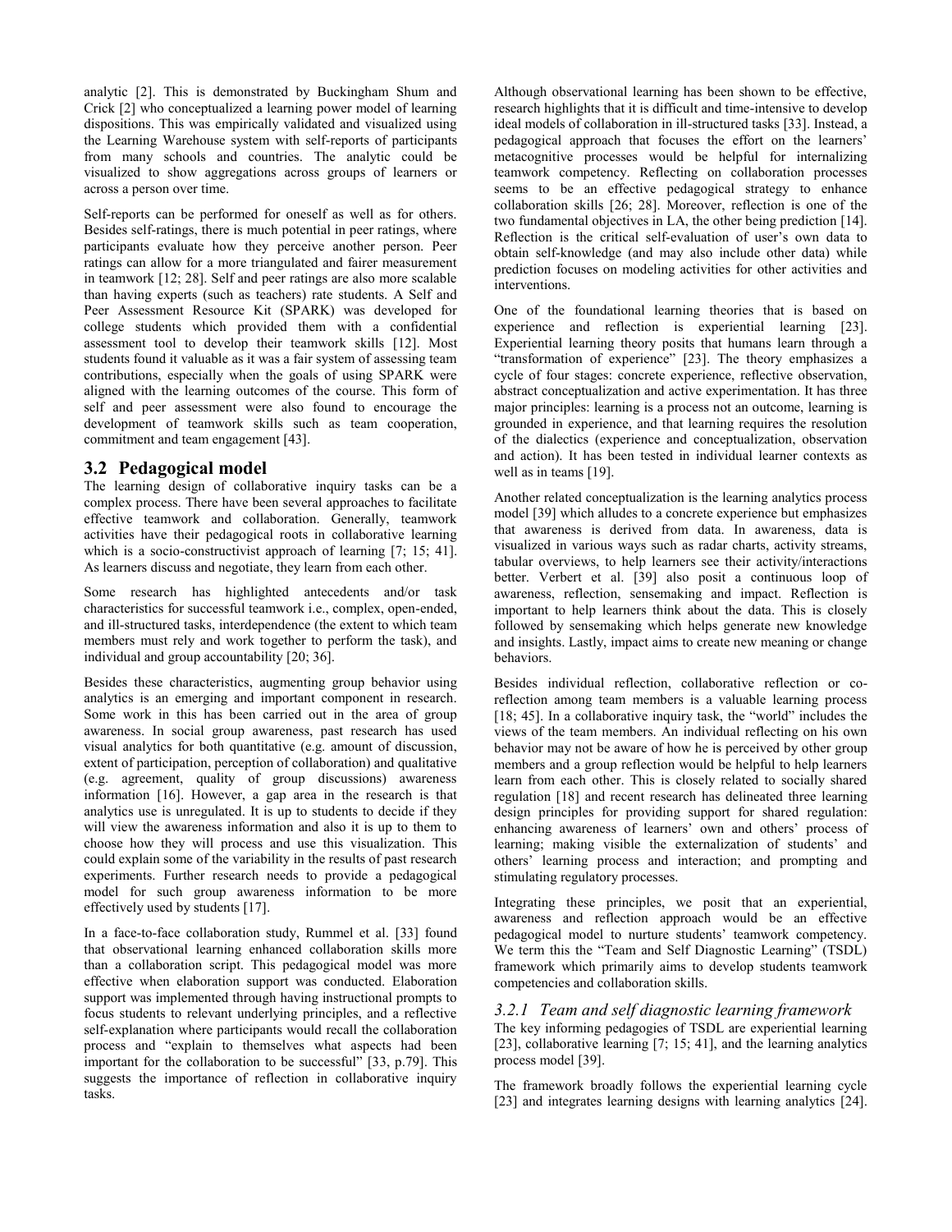analytic [2]. This is demonstrated by Buckingham Shum and Crick [2] who conceptualized a learning power model of learning dispositions. This was empirically validated and visualized using the Learning Warehouse system with self-reports of participants from many schools and countries. The analytic could be visualized to show aggregations across groups of learners or across a person over time.

Self-reports can be performed for oneself as well as for others. Besides self-ratings, there is much potential in peer ratings, where participants evaluate how they perceive another person. Peer ratings can allow for a more triangulated and fairer measurement in teamwork [12; 28]. Self and peer ratings are also more scalable than having experts (such as teachers) rate students. A Self and Peer Assessment Resource Kit (SPARK) was developed for college students which provided them with a confidential assessment tool to develop their teamwork skills [12]. Most students found it valuable as it was a fair system of assessing team contributions, especially when the goals of using SPARK were aligned with the learning outcomes of the course. This form of self and peer assessment were also found to encourage the development of teamwork skills such as team cooperation, commitment and team engagement [43].

## 3.2 Pedagogical model

The learning design of collaborative inquiry tasks can be a complex process. There have been several approaches to facilitate effective teamwork and collaboration. Generally, teamwork activities have their pedagogical roots in collaborative learning which is a socio-constructivist approach of learning [7; 15; 41]. As learners discuss and negotiate, they learn from each other.

Some research has highlighted antecedents and/or task characteristics for successful teamwork i.e., complex, open-ended, and ill-structured tasks, interdependence (the extent to which team members must rely and work together to perform the task), and individual and group accountability [20; 36].

Besides these characteristics, augmenting group behavior using analytics is an emerging and important component in research. Some work in this has been carried out in the area of group awareness. In social group awareness, past research has used visual analytics for both quantitative (e.g. amount of discussion, extent of participation, perception of collaboration) and qualitative (e.g. agreement, quality of group discussions) awareness information [16]. However, a gap area in the research is that analytics use is unregulated. It is up to students to decide if they will view the awareness information and also it is up to them to choose how they will process and use this visualization. This could explain some of the variability in the results of past research experiments. Further research needs to provide a pedagogical model for such group awareness information to be more effectively used by students [17].

In a face-to-face collaboration study, Rummel et al. [33] found that observational learning enhanced collaboration skills more than a collaboration script. This pedagogical model was more effective when elaboration support was conducted. Elaboration support was implemented through having instructional prompts to focus students to relevant underlying principles, and a reflective self-explanation where participants would recall the collaboration process and "explain to themselves what aspects had been important for the collaboration to be successful" [33, p.79]. This suggests the importance of reflection in collaborative inquiry tasks.

Although observational learning has been shown to be effective, research highlights that it is difficult and time-intensive to develop ideal models of collaboration in ill-structured tasks [33]. Instead, a pedagogical approach that focuses the effort on the learners' metacognitive processes would be helpful for internalizing teamwork competency. Reflecting on collaboration processes seems to be an effective pedagogical strategy to enhance collaboration skills [26; 28]. Moreover, reflection is one of the two fundamental objectives in LA, the other being prediction [14]. Reflection is the critical self-evaluation of user's own data to obtain self-knowledge (and may also include other data) while prediction focuses on modeling activities for other activities and interventions.

One of the foundational learning theories that is based on experience and reflection is experiential learning [23]. Experiential learning theory posits that humans learn through a "transformation of experience" [23]. The theory emphasizes a cycle of four stages: concrete experience, reflective observation, abstract conceptualization and active experimentation. It has three major principles: learning is a process not an outcome, learning is grounded in experience, and that learning requires the resolution of the dialectics (experience and conceptualization, observation and action). It has been tested in individual learner contexts as well as in teams [19].

Another related conceptualization is the learning analytics process model [39] which alludes to a concrete experience but emphasizes that awareness is derived from data. In awareness, data is visualized in various ways such as radar charts, activity streams, tabular overviews, to help learners see their activity/interactions better. Verbert et al. [39] also posit a continuous loop of awareness, reflection, sensemaking and impact. Reflection is important to help learners think about the data. This is closely followed by sensemaking which helps generate new knowledge and insights. Lastly, impact aims to create new meaning or change behaviors.

Besides individual reflection, collaborative reflection or co-reflection among team members is a valuable learning process [18; 45]. In a collaborative inquiry task, the "world" includes the views of the team members. An individual reflecting on his own behavior may not be aware of how he is perceived by other group members and a group reflection would be helpful to help learners learn from each other. This is closely related to socially shared regulation [18] and recent research has delineated three learning design principles for providing support for shared regulation: enhancing awareness of learners' own and others' process of learning; making visible the externalization of students' and others' learning process and interaction; and prompting and stimulating regulatory processes.

Integrating these principles, we posit that an experiential, awareness and reflection approach would be an effective pedagogical model to nurture students' teamwork competency. We term this the "Team and Self Diagnostic Learning" (TSDL) framework which primarily aims to develop students teamwork competencies and collaboration skills.

### *3.2.1 Team and self diagnostic learning framework*

The key informing pedagogies of TSDL are experiential learning [23], collaborative learning [7; 15; 41], and the learning analytics process model [39].

The framework broadly follows the experiential learning cycle [23] and integrates learning designs with learning analytics [24].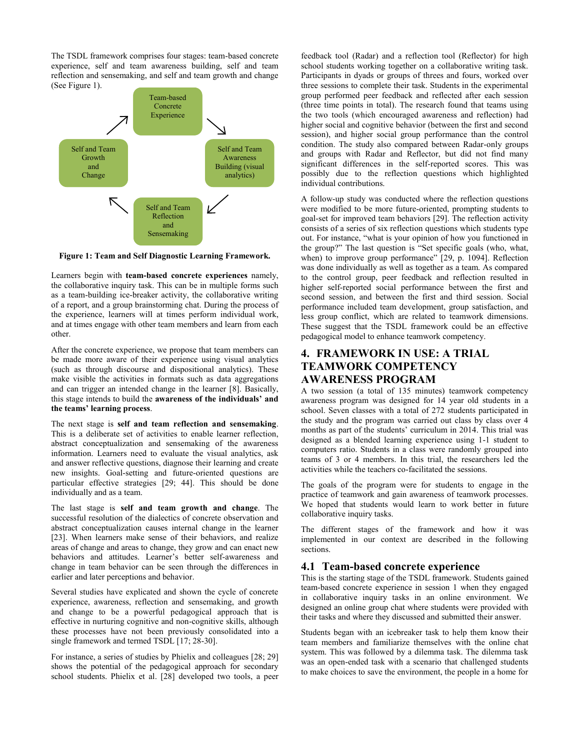The TSDL framework comprises four stages: team-based concrete experience, self and team awareness building, self and team reflection and sensemaking, and self and team growth and change (See Figure 1).

**Figure 1: Team and Self Diagnostic Learning Framework.**

Learners begin with **team-based concrete experiences** namely, the collaborative inquiry task. This can be in multiple forms such as a team-building ice-breaker activity, the collaborative writing of a report, and a group brainstorming chat. During the process of the experience, learners will at times perform individual work, and at times engage with other team members and learn from each other.

After the concrete experience, we propose that team members can be made more aware of their experience using visual analytics (such as through discourse and dispositional analytics). These make visible the activities in formats such as data aggregations and can trigger an intended change in the learner [8]. Basically, this stage intends to build the **awareness of the individuals' and the teams' learning process**.

The next stage is **self and team reflection and sensemaking**. This is a deliberate set of activities to enable learner reflection, abstract conceptualization and sensemaking of the awareness information. Learners need to evaluate the visual analytics, ask and answer reflective questions, diagnose their learning and create new insights. Goal-setting and future-oriented questions are particular effective strategies [29; 44]. This should be done individually and as a team.

The last stage is **self and team growth and change**. The successful resolution of the dialectics of concrete observation and abstract conceptualization causes internal change in the learner [23]. When learners make sense of their behaviors, and realize areas of change and areas to change, they grow and can enact new behaviors and attitudes. Learner's better self-awareness and change in team behavior can be seen through the differences in earlier and later perceptions and behavior.

Several studies have explicated and shown the cycle of concrete experience, awareness, reflection and sensemaking, and growth and change to be a powerful pedagogical approach that is effective in nurturing cognitive and non-cognitive skills, although these processes have not been previously consolidated into a single framework and termed TSDL [17; 28-30].

For instance, a series of studies by Phielix and colleagues [28; 29] shows the potential of the pedagogical approach for secondary school students. Phielix et al. [28] developed two tools, a peer feedback tool (Radar) and a reflection tool (Reflector) for high school students working together on a collaborative writing task. Participants in dyads or groups of threes and fours, worked over three sessions to complete their task. Students in the experimental group performed peer feedback and reflected after each session (three time points in total). The research found that teams using the two tools (which encouraged awareness and reflection) had higher social and cognitive behavior (between the first and second session), and higher social group performance than the control condition. The study also compared between Radar-only groups and groups with Radar and Reflector, but did not find many significant differences in the self-reported scores. This was possibly due to the reflection questions which highlighted individual contributions.

A follow-up study was conducted where the reflection questions were modified to be more future-oriented, prompting students to goal-set for improved team behaviors [29]. The reflection activity consists of a series of six reflection questions which students type out. For instance, "what is your opinion of how you functioned in the group?" The last question is "Set specific goals (who, what, when) to improve group performance" [29, p. 1094]. Reflection was done individually as well as together as a team. As compared to the control group, peer feedback and reflection resulted in higher self-reported social performance between the first and second session, and between the first and third session. Social performance included team development, group satisfaction, and less group conflict, which are related to teamwork dimensions. These suggest that the TSDL framework could be an effective pedagogical model to enhance teamwork competency.

# 4. FRAMEWORK IN USE: A TRIAL TEAMWORK COMPETENCY AWARENESS PROGRAM

A two session (a total of 135 minutes) teamwork competency awareness program was designed for 14 year old students in a school. Seven classes with a total of 272 students participated in the study and the program was carried out class by class over 4 months as part of the students' curriculum in 2014. This trial was designed as a blended learning experience using 1-1 student to computers ratio. Students in a class were randomly grouped into teams of 3 or 4 members. In this trial, the researchers led the activities while the teachers co-facilitated the sessions.

The goals of the program were for students to engage in the practice of teamwork and gain awareness of teamwork processes. We hoped that students would learn to work better in future collaborative inquiry tasks.

The different stages of the framework and how it was implemented in our context are described in the following sections.

## 4.1 Team-based concrete experience

This is the starting stage of the TSDL framework. Students gained team-based concrete experience in session 1 when they engaged in collaborative inquiry tasks in an online environment. We designed an online group chat where students were provided with their tasks and where they discussed and submitted their answer.

Students began with an icebreaker task to help them know their team members and familiarize themselves with the online chat system. This was followed by a dilemma task. The dilemma task was an open-ended task with a scenario that challenged students to make choices to save the environment, the people in a home for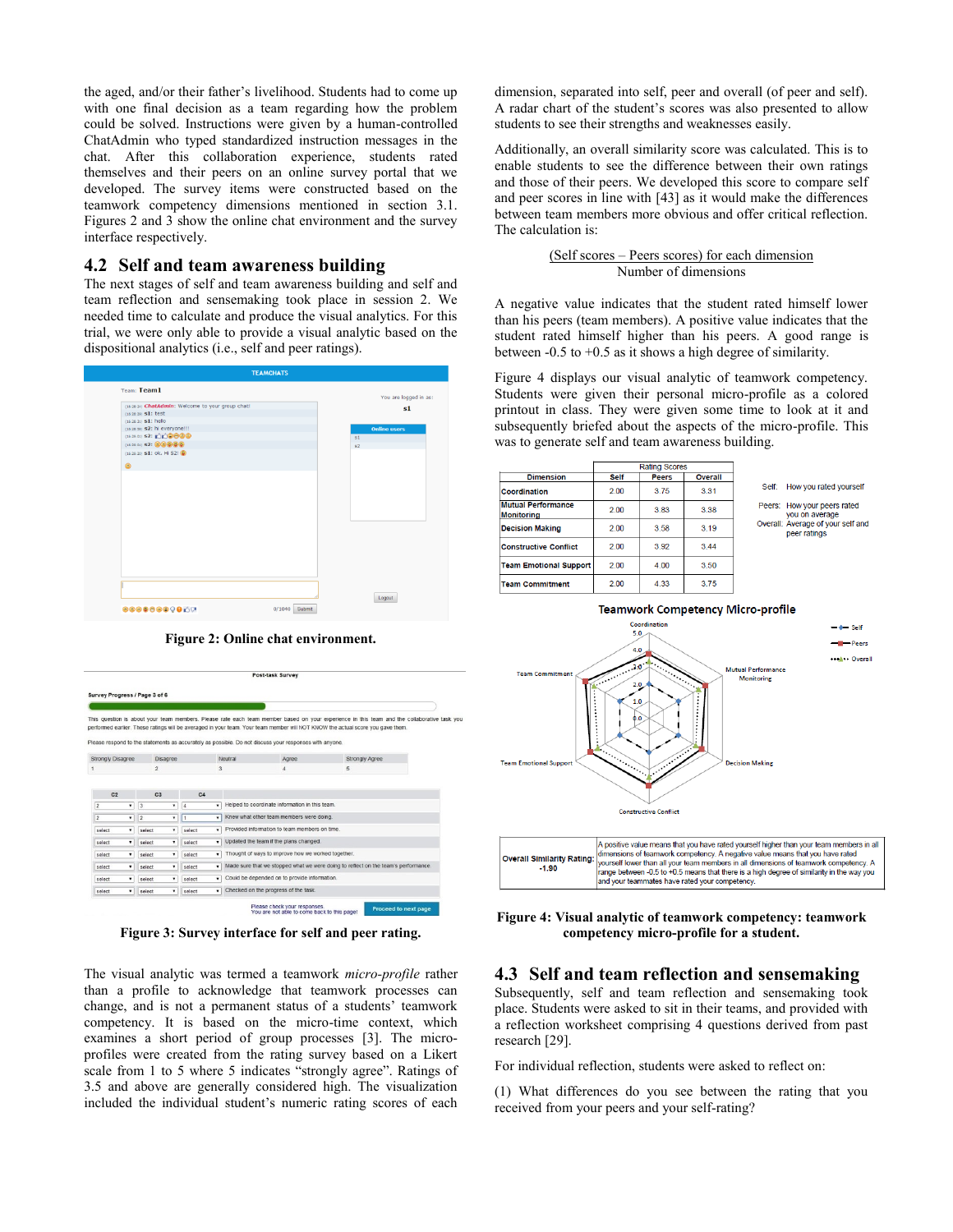the aged, and/or their father's livelihood. Students had to come up with one final decision as a team regarding how the problem could be solved. Instructions were given by a human-controlled ChatAdmin who typed standardized instruction messages in the chat. After this collaboration experience, students rated themselves and their peers on an online survey portal that we developed. The survey items were constructed based on the teamwork competency dimensions mentioned in section 3.1. Figures 2 and 3 show the online chat environment and the survey interface respectively.

## 4.2 Self and team awareness building

The next stages of self and team awareness building and self and team reflection and sensemaking took place in session 2. We needed time to calculate and produce the visual analytics. For this trial, we were only able to provide a visual analytic based on the dispositional analytics (i.e., self and peer ratings).

**Figure 2: Online chat environment.**

**Figure 3: Survey interface for self and peer rating.**

The visual analytic was termed a teamwork *micro-profile* rather than a profile to acknowledge that teamwork processes can change, and is not a permanent status of a students' teamwork competency. It is based on the micro-time context, which examines a short period of group processes [3]. The micro-profiles were created from the rating survey based on a Likert scale from 1 to 5 where 5 indicates "strongly agree". Ratings of 3.5 and above are generally considered high. The visualization included the individual student's numeric rating scores of each dimension, separated into self, peer and overall (of peer and self). A radar chart of the student's scores was also presented to allow students to see their strengths and weaknesses easily.

Additionally, an overall similarity score was calculated. This is to enable students to see the difference between their own ratings and those of their peers. We developed this score to compare self and peer scores in line with [43] as it would make the differences between team members more obvious and offer critical reflection. The calculation is:

$$\frac{\sum(\text{Self scores} - \text{Peers scores}) \text{ for each dimension}}{\text{Number of dimensions}}$$

A negative value indicates that the student rated himself lower than his peers (team members). A positive value indicates that the student rated himself higher than his peers. A good range is between -0.5 to +0.5 as it shows a high degree of similarity.

Figure 4 displays our visual analytic of teamwork competency. Students were given their personal micro-profile as a colored printout in class. They were given some time to look at it and subsequently briefed about the aspects of the micro-profile. This was to generate self and team awareness building.

| Dimension | Rating Scores | | |
|---|---|---|---|
| | Self | Peers | Overall |
| Coordination | 2.00 | 3.75 | 3.31 |
| Mutual Performance Monitoring | 2.00 | 3.83 | 3.38 |
| Decision Making | 2.00 | 3.58 | 3.19 |
| Constructive Conflict | 2.00 | 3.92 | 3.44 |
| Team Emotional Support | 2.00 | 4.00 | 3.50 |
| Team Commitment | 2.00 | 4.33 | 3.75 |

Self: How you rated yourself
Peers: How your peers rated you on average
Overall: Average of your self and peer ratings

Teamwork Competency Micro-profile

| Overall Similarity Rating: -1.90 | A positive value means that you have rated yourself higher than your team members in all dimensions of teamwork competency. A negative value means that you have rated yourself lower than all your team members in all dimensions of teamwork competency. A range between -0.5 to +0.5 means that there is a high degree of similarity in the way you and your teammates have rated your competency. |
|---|---|

**Figure 4: Visual analytic of teamwork competency: teamwork competency micro-profile for a student.**

## 4.3 Self and team reflection and sensemaking

Subsequently, self and team reflection and sensemaking took place. Students were asked to sit in their teams, and provided with a reflection worksheet comprising 4 questions derived from past research [29].

For individual reflection, students were asked to reflect on:

(1) What differences do you see between the rating that you received from your peers and your self-rating?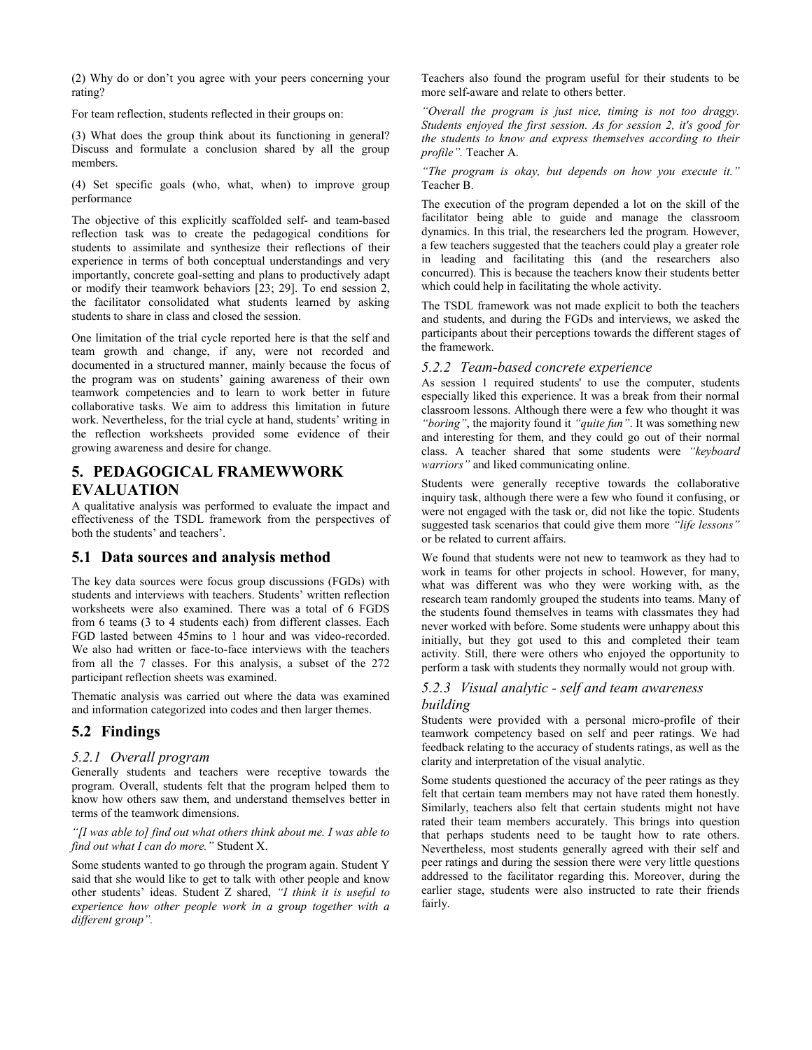(2) Why do or don't you agree with your peers concerning your rating?

For team reflection, students reflected in their groups on:

(3) What does the group think about its functioning in general? Discuss and formulate a conclusion shared by all the group members.

(4) Set specific goals (who, what, when) to improve group performance

The objective of this explicitly scaffolded self- and team-based reflection task was to create the pedagogical conditions for students to assimilate and synthesize their reflections of their experience in terms of both conceptual understandings and very importantly, concrete goal-setting and plans to productively adapt or modify their teamwork behaviors [23; 29]. To end session 2, the facilitator consolidated what students learned by asking students to share in class and closed the session.

One limitation of the trial cycle reported here is that the self and team growth and change, if any, were not recorded and documented in a structured manner, mainly because the focus of the program was on students' gaining awareness of their own teamwork competencies and to learn to work better in future collaborative tasks. We aim to address this limitation in future work. Nevertheless, for the trial cycle at hand, students' writing in the reflection worksheets provided some evidence of their growing awareness and desire for change.

# 5. PEDAGOGICAL FRAMEWWORK EVALUATION

A qualitative analysis was performed to evaluate the impact and effectiveness of the TSDL framework from the perspectives of both the students' and teachers'.

## 5.1 Data sources and analysis method

The key data sources were focus group discussions (FGDs) with students and interviews with teachers. Students' written reflection worksheets were also examined. There was a total of 6 FGDS from 6 teams (3 to 4 students each) from different classes. Each FGD lasted between 45mins to 1 hour and was video-recorded. We also had written or face-to-face interviews with the teachers from all the 7 classes. For this analysis, a subset of the 272 participant reflection sheets was examined.

Thematic analysis was carried out where the data was examined and information categorized into codes and then larger themes.

## 5.2 Findings

### *5.2.1 Overall program*

Generally students and teachers were receptive towards the program. Overall, students felt that the program helped them to know how others saw them, and understand themselves better in terms of the teamwork dimensions.

*"[I was able to] find out what others think about me. I was able to find out what I can do more."* Student X.

Some students wanted to go through the program again. Student Y said that she would like to get to talk with other people and know other students' ideas. Student Z shared, *"I think it is useful to experience how other people work in a group together with a different group".*

Teachers also found the program useful for their students to be more self-aware and relate to others better.

*"Overall the program is just nice, timing is not too draggy. Students enjoyed the first session. As for session 2, it's good for the students to know and express themselves according to their profile".* Teacher A.

*"The program is okay, but depends on how you execute it."* Teacher B.

The execution of the program depended a lot on the skill of the facilitator being able to guide and manage the classroom dynamics. In this trial, the researchers led the program. However, a few teachers suggested that the teachers could play a greater role in leading and facilitating this (and the researchers also concurred). This is because the teachers know their students better which could help in facilitating the whole activity.

The TSDL framework was not made explicit to both the teachers and students, and during the FGDs and interviews, we asked the participants about their perceptions towards the different stages of the framework.

### *5.2.2 Team-based concrete experience*

As session 1 required students' to use the computer, students especially liked this experience. It was a break from their normal classroom lessons. Although there were a few who thought it was *"boring"*, the majority found it *"quite fun"*. It was something new and interesting for them, and they could go out of their normal class. A teacher shared that some students were *"keyboard warriors"* and liked communicating online.

Students were generally receptive towards the collaborative inquiry task, although there were a few who found it confusing, or were not engaged with the task or, did not like the topic. Students suggested task scenarios that could give them more *"life lessons"* or be related to current affairs.

We found that students were not new to teamwork as they had to work in teams for other projects in school. However, for many, what was different was who they were working with, as the research team randomly grouped the students into teams. Many of the students found themselves in teams with classmates they had never worked with before. Some students were unhappy about this initially, but they got used to this and completed their team activity. Still, there were others who enjoyed the opportunity to perform a task with students they normally would not group with.

### *5.2.3 Visual analytic - self and team awareness building*

Students were provided with a personal micro-profile of their teamwork competency based on self and peer ratings. We had feedback relating to the accuracy of students ratings, as well as the clarity and interpretation of the visual analytic.

Some students questioned the accuracy of the peer ratings as they felt that certain team members may not have rated them honestly. Similarly, teachers also felt that certain students might not have rated their team members accurately. This brings into question that perhaps students need to be taught how to rate others. Nevertheless, most students generally agreed with their self and peer ratings and during the session there were very little questions addressed to the facilitator regarding this. Moreover, during the earlier stage, students were also instructed to rate their friends fairly.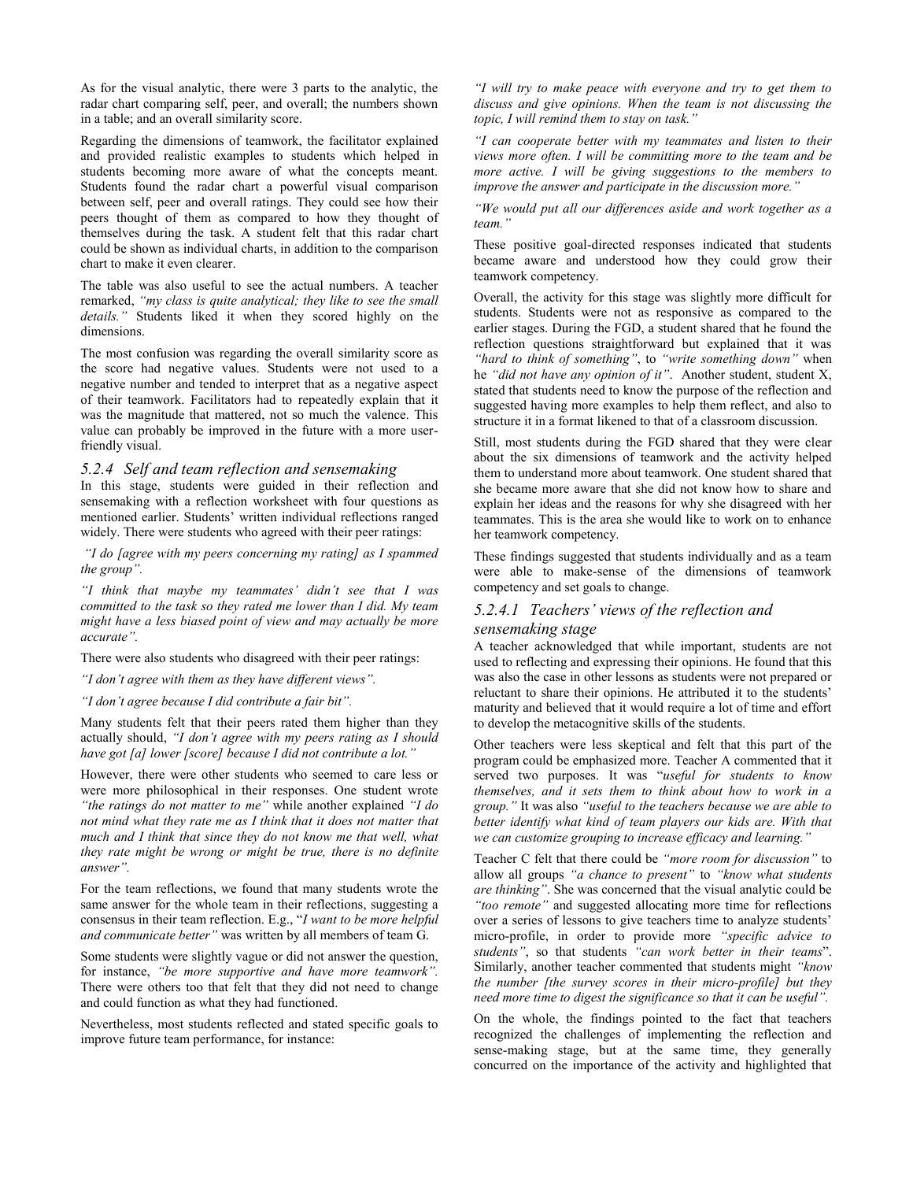As for the visual analytic, there were 3 parts to the analytic, the radar chart comparing self, peer, and overall; the numbers shown in a table; and an overall similarity score.

Regarding the dimensions of teamwork, the facilitator explained and provided realistic examples to students which helped in students becoming more aware of what the concepts meant. Students found the radar chart a powerful visual comparison between self, peer and overall ratings. They could see how their peers thought of them as compared to how they thought of themselves during the task. A student felt that this radar chart could be shown as individual charts, in addition to the comparison chart to make it even clearer.

The table was also useful to see the actual numbers. A teacher remarked, *"my class is quite analytical; they like to see the small details."* Students liked it when they scored highly on the dimensions.

The most confusion was regarding the overall similarity score as the score had negative values. Students were not used to a negative number and tended to interpret that as a negative aspect of their teamwork. Facilitators had to repeatedly explain that it was the magnitude that mattered, not so much the valence. This value can probably be improved in the future with a more user-friendly visual.

### 5.2.4 Self and team reflection and sensemaking

In this stage, students were guided in their reflection and sensemaking with a reflection worksheet with four questions as mentioned earlier. Students' written individual reflections ranged widely. There were students who agreed with their peer ratings:

*"I do [agree with my peers concerning my rating] as I spammed the group".*

*"I think that maybe my teammates' didn't see that I was committed to the task so they rated me lower than I did. My team might have a less biased point of view and may actually be more accurate".*

There were also students who disagreed with their peer ratings:

*"I don't agree with them as they have different views".*

*"I don't agree because I did contribute a fair bit".*

Many students felt that their peers rated them higher than they actually should, *"I don't agree with my peers rating as I should have got [a] lower [score] because I did not contribute a lot."*

However, there were other students who seemed to care less or were more philosophical in their responses. One student wrote *"the ratings do not matter to me"* while another explained *"I do not mind what they rate me as I think that it does not matter that much and I think that since they do not know me that well, what they rate might be wrong or might be true, there is no definite answer".*

For the team reflections, we found that many students wrote the same answer for the whole team in their reflections, suggesting a consensus in their team reflection. E.g., "*I want to be more helpful and communicate better"* was written by all members of team G.

Some students were slightly vague or did not answer the question, for instance, *"be more supportive and have more teamwork".* There were others too that felt that they did not need to change and could function as what they had functioned.

Nevertheless, most students reflected and stated specific goals to improve future team performance, for instance:

*"I will try to make peace with everyone and try to get them to discuss and give opinions. When the team is not discussing the topic, I will remind them to stay on task."*

*"I can cooperate better with my teammates and listen to their views more often. I will be committing more to the team and be more active. I will be giving suggestions to the members to improve the answer and participate in the discussion more."*

*"We would put all our differences aside and work together as a team."*

These positive goal-directed responses indicated that students became aware and understood how they could grow their teamwork competency.

Overall, the activity for this stage was slightly more difficult for students. Students were not as responsive as compared to the earlier stages. During the FGD, a student shared that he found the reflection questions straightforward but explained that it was *"hard to think of something"*, to *"write something down"* when he *"did not have any opinion of it"*. Another student, student X, stated that students need to know the purpose of the reflection and suggested having more examples to help them reflect, and also to structure it in a format likened to that of a classroom discussion.

Still, most students during the FGD shared that they were clear about the six dimensions of teamwork and the activity helped them to understand more about teamwork. One student shared that she became more aware that she did not know how to share and explain her ideas and the reasons for why she disagreed with her teammates. This is the area she would like to work on to enhance her teamwork competency.

These findings suggested that students individually and as a team were able to make-sense of the dimensions of teamwork competency and set goals to change.

#### 5.2.4.1 Teachers' views of the reflection and sensemaking stage

A teacher acknowledged that while important, students are not used to reflecting and expressing their opinions. He found that this was also the case in other lessons as students were not prepared or reluctant to share their opinions. He attributed it to the students' maturity and believed that it would require a lot of time and effort to develop the metacognitive skills of the students.

Other teachers were less skeptical and felt that this part of the program could be emphasized more. Teacher A commented that it served two purposes. It was "*useful for students to know themselves, and it sets them to think about how to work in a group."* It was also *"useful to the teachers because we are able to better identify what kind of team players our kids are. With that we can customize grouping to increase efficacy and learning."*

Teacher C felt that there could be *"more room for discussion"* to allow all groups *"a chance to present"* to *"know what students are thinking"*. She was concerned that the visual analytic could be *"too remote"* and suggested allocating more time for reflections over a series of lessons to give teachers time to analyze students' micro-profile, in order to provide more *"specific advice to students"*, so that students *"can work better in their teams*". Similarly, another teacher commented that students might *"know the number [the survey scores in their micro-profile] but they need more time to digest the significance so that it can be useful".*

On the whole, the findings pointed to the fact that teachers recognized the challenges of implementing the reflection and sense-making stage, but at the same time, they generally concurred on the importance of the activity and highlighted that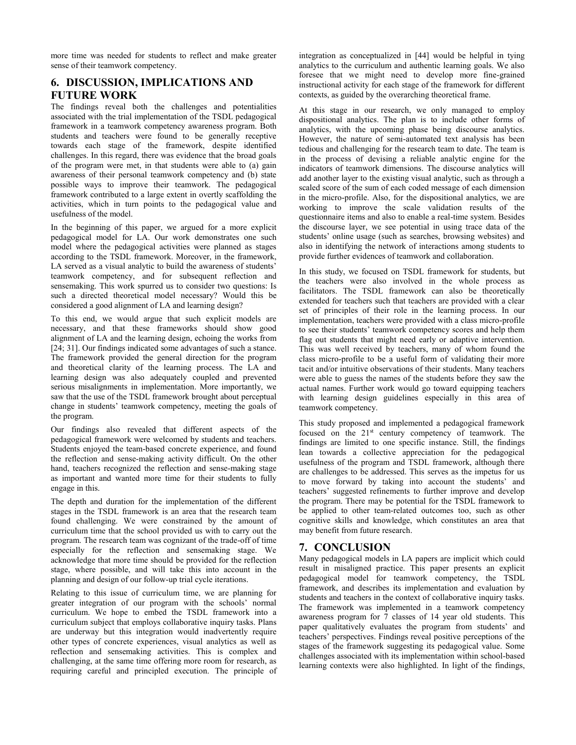more time was needed for students to reflect and make greater sense of their teamwork competency.

## 6. DISCUSSION, IMPLICATIONS AND FUTURE WORK

The findings reveal both the challenges and potentialities associated with the trial implementation of the TSDL pedagogical framework in a teamwork competency awareness program. Both students and teachers were found to be generally receptive towards each stage of the framework, despite identified challenges. In this regard, there was evidence that the broad goals of the program were met, in that students were able to (a) gain awareness of their personal teamwork competency and (b) state possible ways to improve their teamwork. The pedagogical framework contributed to a large extent in overtly scaffolding the activities, which in turn points to the pedagogical value and usefulness of the model.

In the beginning of this paper, we argued for a more explicit pedagogical model for LA. Our work demonstrates one such model where the pedagogical activities were planned as stages according to the TSDL framework. Moreover, in the framework, LA served as a visual analytic to build the awareness of students' teamwork competency, and for subsequent reflection and sensemaking. This work spurred us to consider two questions: Is such a directed theoretical model necessary? Would this be considered a good alignment of LA and learning design?

To this end, we would argue that such explicit models are necessary, and that these frameworks should show good alignment of LA and the learning design, echoing the works from [24; 31]. Our findings indicated some advantages of such a stance. The framework provided the general direction for the program and theoretical clarity of the learning process. The LA and learning design was also adequately coupled and prevented serious misalignments in implementation. More importantly, we saw that the use of the TSDL framework brought about perceptual change in students' teamwork competency, meeting the goals of the program.

Our findings also revealed that different aspects of the pedagogical framework were welcomed by students and teachers. Students enjoyed the team-based concrete experience, and found the reflection and sense-making activity difficult. On the other hand, teachers recognized the reflection and sense-making stage as important and wanted more time for their students to fully engage in this.

The depth and duration for the implementation of the different stages in the TSDL framework is an area that the research team found challenging. We were constrained by the amount of curriculum time that the school provided us with to carry out the program. The research team was cognizant of the trade-off of time especially for the reflection and sensemaking stage. We acknowledge that more time should be provided for the reflection stage, where possible, and will take this into account in the planning and design of our follow-up trial cycle iterations.

Relating to this issue of curriculum time, we are planning for greater integration of our program with the schools' normal curriculum. We hope to embed the TSDL framework into a curriculum subject that employs collaborative inquiry tasks. Plans are underway but this integration would inadvertently require other types of concrete experiences, visual analytics as well as reflection and sensemaking activities. This is complex and challenging, at the same time offering more room for research, as requiring careful and principled execution. The principle of integration as conceptualized in [44] would be helpful in tying analytics to the curriculum and authentic learning goals. We also foresee that we might need to develop more fine-grained instructional activity for each stage of the framework for different contexts, as guided by the overarching theoretical frame.

At this stage in our research, we only managed to employ dispositional analytics. The plan is to include other forms of analytics, with the upcoming phase being discourse analytics. However, the nature of semi-automated text analysis has been tedious and challenging for the research team to date. The team is in the process of devising a reliable analytic engine for the indicators of teamwork dimensions. The discourse analytics will add another layer to the existing visual analytic, such as through a scaled score of the sum of each coded message of each dimension in the micro-profile. Also, for the dispositional analytics, we are working to improve the scale validation results of the questionnaire items and also to enable a real-time system. Besides the discourse layer, we see potential in using trace data of the students' online usage (such as searches, browsing websites) and also in identifying the network of interactions among students to provide further evidences of teamwork and collaboration.

In this study, we focused on TSDL framework for students, but the teachers were also involved in the whole process as facilitators. The TSDL framework can also be theoretically extended for teachers such that teachers are provided with a clear set of principles of their role in the learning process. In our implementation, teachers were provided with a class micro-profile to see their students' teamwork competency scores and help them flag out students that might need early or adaptive intervention. This was well received by teachers, many of whom found the class micro-profile to be a useful form of validating their more tacit and/or intuitive observations of their students. Many teachers were able to guess the names of the students before they saw the actual names. Further work would go toward equipping teachers with learning design guidelines especially in this area of teamwork competency.

This study proposed and implemented a pedagogical framework focused on the 21st century competency of teamwork. The findings are limited to one specific instance. Still, the findings lean towards a collective appreciation for the pedagogical usefulness of the program and TSDL framework, although there are challenges to be addressed. This serves as the impetus for us to move forward by taking into account the students' and teachers' suggested refinements to further improve and develop the program. There may be potential for the TSDL framework to be applied to other team-related outcomes too, such as other cognitive skills and knowledge, which constitutes an area that may benefit from future research.

## 7. CONCLUSION

Many pedagogical models in LA papers are implicit which could result in misaligned practice. This paper presents an explicit pedagogical model for teamwork competency, the TSDL framework, and describes its implementation and evaluation by students and teachers in the context of collaborative inquiry tasks. The framework was implemented in a teamwork competency awareness program for 7 classes of 14 year old students. This paper qualitatively evaluates the program from students' and teachers' perspectives. Findings reveal positive perceptions of the stages of the framework suggesting its pedagogical value. Some challenges associated with its implementation within school-based learning contexts were also highlighted. In light of the findings,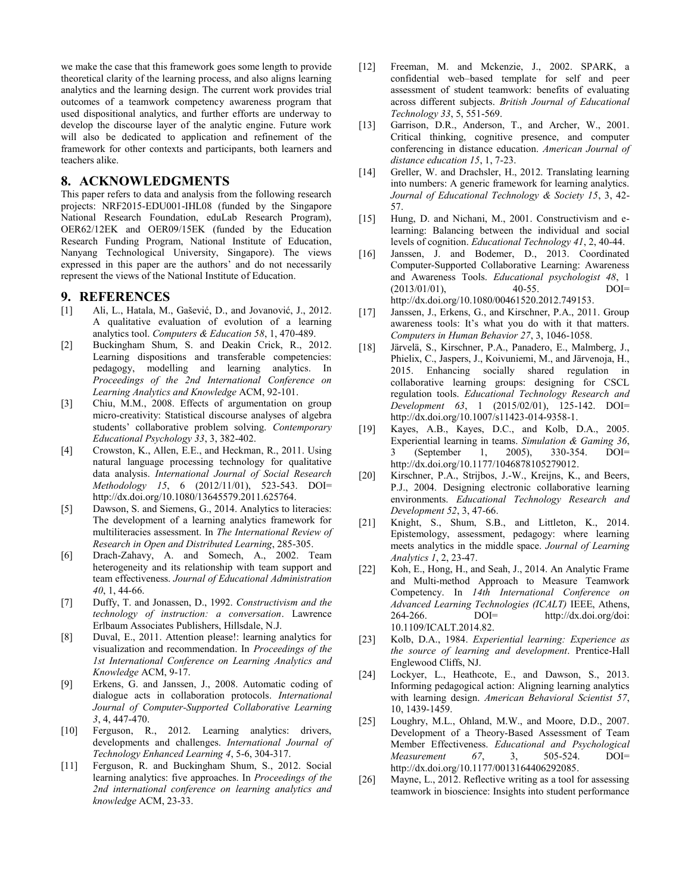we make the case that this framework goes some length to provide theoretical clarity of the learning process, and also aligns learning analytics and the learning design. The current work provides trial outcomes of a teamwork competency awareness program that used dispositional analytics, and further efforts are underway to develop the discourse layer of the analytic engine. Future work will also be dedicated to application and refinement of the framework for other contexts and participants, both learners and teachers alike.

## 8. ACKNOWLEDGMENTS

This paper refers to data and analysis from the following research projects: NRF2015-EDU001-IHL08 (funded by the Singapore National Research Foundation, eduLab Research Program), OER62/12EK and OER09/15EK (funded by the Education Research Funding Program, National Institute of Education, Nanyang Technological University, Singapore). The views expressed in this paper are the authors' and do not necessarily represent the views of the National Institute of Education.

## 9. REFERENCES

[1] Ali, L., Hatala, M., Gašević, D., and Jovanović, J., 2012. A qualitative evaluation of evolution of a learning analytics tool. *Computers & Education 58*, 1, 470-489.

[2] Buckingham Shum, S. and Deakin Crick, R., 2012. Learning dispositions and transferable competencies: pedagogy, modelling and learning analytics. In *Proceedings of the 2nd International Conference on Learning Analytics and Knowledge* ACM, 92-101.

[3] Chiu, M.M., 2008. Effects of argumentation on group micro-creativity: Statistical discourse analyses of algebra students' collaborative problem solving. *Contemporary Educational Psychology 33*, 3, 382-402.

[4] Crowston, K., Allen, E.E., and Heckman, R., 2011. Using natural language processing technology for qualitative data analysis. *International Journal of Social Research Methodology 15*, 6 (2012/11/01), 523-543. DOI= http://dx.doi.org/10.1080/13645579.2011.625764.

[5] Dawson, S. and Siemens, G., 2014. Analytics to literacies: The development of a learning analytics framework for multiliteracies assessment. In *The International Review of Research in Open and Distributed Learning*, 285-305.

[6] Drach-Zahavy, A. and Somech, A., 2002. Team heterogeneity and its relationship with team support and team effectiveness. *Journal of Educational Administration 40*, 1, 44-66.

[7] Duffy, T. and Jonassen, D., 1992. *Constructivism and the technology of instruction: a conversation*. Lawrence Erlbaum Associates Publishers, Hillsdale, N.J.

[8] Duval, E., 2011. Attention please!: learning analytics for visualization and recommendation. In *Proceedings of the 1st International Conference on Learning Analytics and Knowledge* ACM, 9-17.

[9] Erkens, G. and Janssen, J., 2008. Automatic coding of dialogue acts in collaboration protocols. *International Journal of Computer-Supported Collaborative Learning 3*, 4, 447-470.

[10] Ferguson, R., 2012. Learning analytics: drivers, developments and challenges. *International Journal of Technology Enhanced Learning 4*, 5-6, 304-317.

[11] Ferguson, R. and Buckingham Shum, S., 2012. Social learning analytics: five approaches. In *Proceedings of the 2nd international conference on learning analytics and knowledge* ACM, 23-33.

[12] Freeman, M. and Mckenzie, J., 2002. SPARK, a confidential web–based template for self and peer assessment of student teamwork: benefits of evaluating across different subjects. *British Journal of Educational Technology 33*, 5, 551-569.

[13] Garrison, D.R., Anderson, T., and Archer, W., 2001. Critical thinking, cognitive presence, and computer conferencing in distance education. *American Journal of distance education 15*, 1, 7-23.

[14] Greller, W. and Drachsler, H., 2012. Translating learning into numbers: A generic framework for learning analytics. *Journal of Educational Technology & Society 15*, 3, 42-57.

[15] Hung, D. and Nichani, M., 2001. Constructivism and e-learning: Balancing between the individual and social levels of cognition. *Educational Technology 41*, 2, 40-44.

[16] Janssen, J. and Bodemer, D., 2013. Coordinated Computer-Supported Collaborative Learning: Awareness and Awareness Tools. *Educational psychologist 48*, 1 (2013/01/01), 40-55. DOI= http://dx.doi.org/10.1080/00461520.2012.749153.

[17] Janssen, J., Erkens, G., and Kirschner, P.A., 2011. Group awareness tools: It's what you do with it that matters. *Computers in Human Behavior 27*, 3, 1046-1058.

[18] Järvelä, S., Kirschner, P.A., Panadero, E., Malmberg, J., Phielix, C., Jaspers, J., Koivuniemi, M., and Järvenoja, H., 2015. Enhancing socially shared regulation in collaborative learning groups: designing for CSCL regulation tools. *Educational Technology Research and Development 63*, 1 (2015/02/01), 125-142. DOI= http://dx.doi.org/10.1007/s11423-014-9358-1.

[19] Kayes, A.B., Kayes, D.C., and Kolb, D.A., 2005. Experiential learning in teams. *Simulation & Gaming 36*, 3 (September 1, 2005), 330-354. DOI= http://dx.doi.org/10.1177/1046878105279012.

[20] Kirschner, P.A., Strijbos, J.-W., Kreijns, K., and Beers, P.J., 2004. Designing electronic collaborative learning environments. *Educational Technology Research and Development 52*, 3, 47-66.

[21] Knight, S., Shum, S.B., and Littleton, K., 2014. Epistemology, assessment, pedagogy: where learning meets analytics in the middle space. *Journal of Learning Analytics 1*, 2, 23-47.

[22] Koh, E., Hong, H., and Seah, J., 2014. An Analytic Frame and Multi-method Approach to Measure Teamwork Competency. In *14th International Conference on Advanced Learning Technologies (ICALT)* IEEE, Athens, 264-266. DOI= http://dx.doi.org/doi: 10.1109/ICALT.2014.82.

[23] Kolb, D.A., 1984. *Experiential learning: Experience as the source of learning and development*. Prentice-Hall Englewood Cliffs, NJ.

[24] Lockyer, L., Heathcote, E., and Dawson, S., 2013. Informing pedagogical action: Aligning learning analytics with learning design. *American Behavioral Scientist 57*, 10, 1439-1459.

[25] Loughry, M.L., Ohland, M.W., and Moore, D.D., 2007. Development of a Theory-Based Assessment of Team Member Effectiveness. *Educational and Psychological Measurement 67*, 3, 505-524. DOI= http://dx.doi.org/10.1177/0013164406292085.

[26] Mayne, L., 2012. Reflective writing as a tool for assessing teamwork in bioscience: Insights into student performance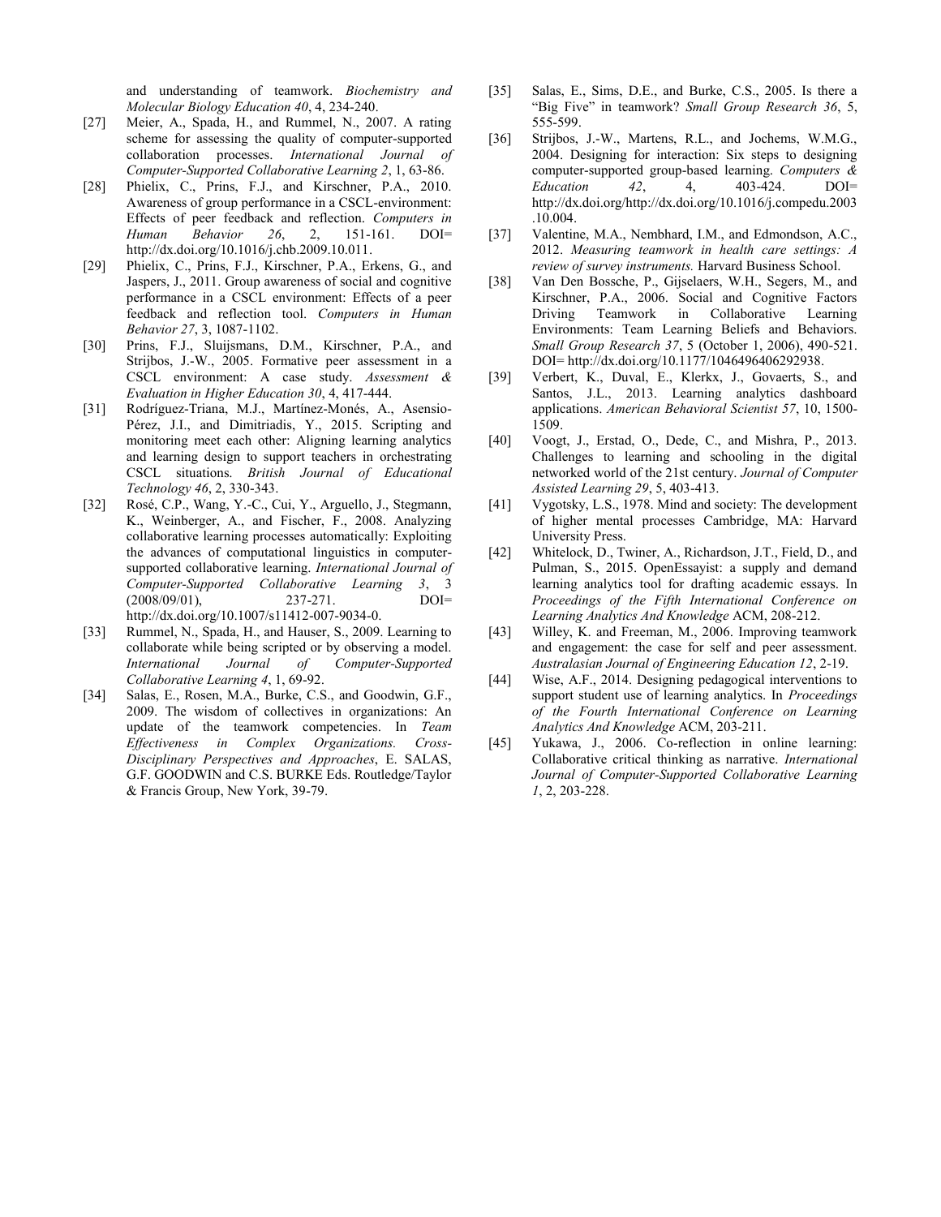and understanding of teamwork. *Biochemistry and Molecular Biology Education 40*, 4, 234-240.

[27] Meier, A., Spada, H., and Rummel, N., 2007. A rating scheme for assessing the quality of computer-supported collaboration processes. *International Journal of Computer-Supported Collaborative Learning 2*, 1, 63-86.

[28] Phielix, C., Prins, F.J., and Kirschner, P.A., 2010. Awareness of group performance in a CSCL-environment: Effects of peer feedback and reflection. *Computers in Human Behavior 26*, 2, 151-161. DOI= http://dx.doi.org/10.1016/j.chb.2009.10.011.

[29] Phielix, C., Prins, F.J., Kirschner, P.A., Erkens, G., and Jaspers, J., 2011. Group awareness of social and cognitive performance in a CSCL environment: Effects of a peer feedback and reflection tool. *Computers in Human Behavior 27*, 3, 1087-1102.

[30] Prins, F.J., Sluijsmans, D.M., Kirschner, P.A., and Strijbos, J.-W., 2005. Formative peer assessment in a CSCL environment: A case study. *Assessment & Evaluation in Higher Education 30*, 4, 417-444.

[31] Rodríguez-Triana, M.J., Martínez-Monés, A., Asensio-Pérez, J.I., and Dimitriadis, Y., 2015. Scripting and monitoring meet each other: Aligning learning analytics and learning design to support teachers in orchestrating CSCL situations. *British Journal of Educational Technology 46*, 2, 330-343.

[32] Rosé, C.P., Wang, Y.-C., Cui, Y., Arguello, J., Stegmann, K., Weinberger, A., and Fischer, F., 2008. Analyzing collaborative learning processes automatically: Exploiting the advances of computational linguistics in computer-supported collaborative learning. *International Journal of Computer-Supported Collaborative Learning 3*, 3 (2008/09/01), 237-271. DOI= http://dx.doi.org/10.1007/s11412-007-9034-0.

[33] Rummel, N., Spada, H., and Hauser, S., 2009. Learning to collaborate while being scripted or by observing a model. *International Journal of Computer-Supported Collaborative Learning 4*, 1, 69-92.

[34] Salas, E., Rosen, M.A., Burke, C.S., and Goodwin, G.F., 2009. The wisdom of collectives in organizations: An update of the teamwork competencies. In *Team Effectiveness in Complex Organizations. Cross-Disciplinary Perspectives and Approaches*, E. SALAS, G.F. GOODWIN and C.S. BURKE Eds. Routledge/Taylor & Francis Group, New York, 39-79.

[35] Salas, E., Sims, D.E., and Burke, C.S., 2005. Is there a "Big Five" in teamwork? *Small Group Research 36*, 5, 555-599.

[36] Strijbos, J.-W., Martens, R.L., and Jochems, W.M.G., 2004. Designing for interaction: Six steps to designing computer-supported group-based learning. *Computers & Education 42*, 4, 403-424. DOI= http://dx.doi.org/http://dx.doi.org/10.1016/j.compedu.2003.10.004.

[37] Valentine, M.A., Nembhard, I.M., and Edmondson, A.C., 2012. *Measuring teamwork in health care settings: A review of survey instruments.* Harvard Business School.

[38] Van Den Bossche, P., Gijselaers, W.H., Segers, M., and Kirschner, P.A., 2006. Social and Cognitive Factors Driving Teamwork in Collaborative Learning Environments: Team Learning Beliefs and Behaviors. *Small Group Research 37*, 5 (October 1, 2006), 490-521. DOI= http://dx.doi.org/10.1177/1046496406292938.

[39] Verbert, K., Duval, E., Klerkx, J., Govaerts, S., and Santos, J.L., 2013. Learning analytics dashboard applications. *American Behavioral Scientist 57*, 10, 1500-1509.

[40] Voogt, J., Erstad, O., Dede, C., and Mishra, P., 2013. Challenges to learning and schooling in the digital networked world of the 21st century. *Journal of Computer Assisted Learning 29*, 5, 403-413.

[41] Vygotsky, L.S., 1978. Mind and society: The development of higher mental processes Cambridge, MA: Harvard University Press.

[42] Whitelock, D., Twiner, A., Richardson, J.T., Field, D., and Pulman, S., 2015. OpenEssayist: a supply and demand learning analytics tool for drafting academic essays. In *Proceedings of the Fifth International Conference on Learning Analytics And Knowledge* ACM, 208-212.

[43] Willey, K. and Freeman, M., 2006. Improving teamwork and engagement: the case for self and peer assessment. *Australasian Journal of Engineering Education 12*, 2-19.

[44] Wise, A.F., 2014. Designing pedagogical interventions to support student use of learning analytics. In *Proceedings of the Fourth International Conference on Learning Analytics And Knowledge* ACM, 203-211.

[45] Yukawa, J., 2006. Co-reflection in online learning: Collaborative critical thinking as narrative. *International Journal of Computer-Supported Collaborative Learning 1*, 2, 203-228.